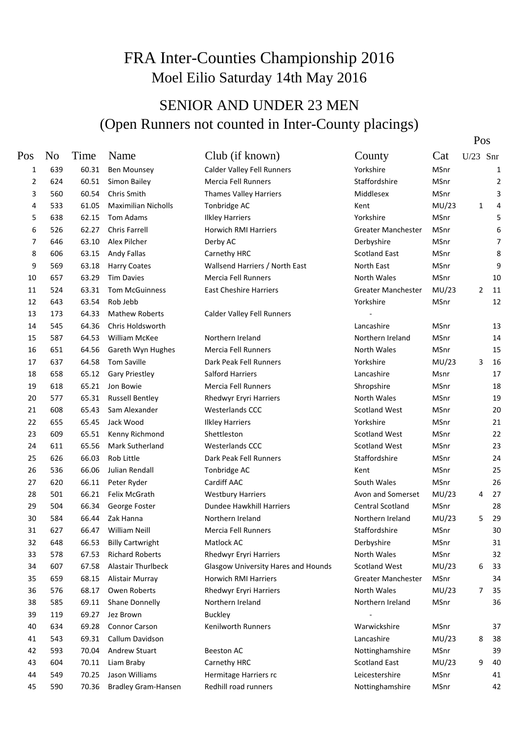# FRA Inter-Counties Championship 2016

## Moel Eilio Saturday 14th May 2016

## SENIOR AND UNDER 23 MEN

## (Open Runners not counted in Inter-County placings)

| Pos | No | Time | Name | Club (if known) | County | Cat | Pos U/23 | Pos Snr |
|---|---|---|---|---|---|---|---|---|
| 1 | 639 | 60.31 | Ben Mounsey | Calder Valley Fell Runners | Yorkshire | MSnr | | 1 |
| 2 | 624 | 60.51 | Simon Bailey | Mercia Fell Runners | Staffordshire | MSnr | | 2 |
| 3 | 560 | 60.54 | Chris Smith | Thames Valley Harriers | Middlesex | MSnr | | 3 |
| 4 | 533 | 61.05 | Maximilian Nicholls | Tonbridge AC | Kent | MU/23 | 1 | 4 |
| 5 | 638 | 62.15 | Tom Adams | Ilkley Harriers | Yorkshire | MSnr | | 5 |
| 6 | 526 | 62.27 | Chris Farrell | Horwich RMI Harriers | Greater Manchester | MSnr | | 6 |
| 7 | 646 | 63.10 | Alex Pilcher | Derby AC | Derbyshire | MSnr | | 7 |
| 8 | 606 | 63.15 | Andy Fallas | Carnethy HRC | Scotland East | MSnr | | 8 |
| 9 | 569 | 63.18 | Harry Coates | Wallsend Harriers / North East | North East | MSnr | | 9 |
| 10 | 657 | 63.29 | Tim Davies | Mercia Fell Runners | North Wales | MSnr | | 10 |
| 11 | 524 | 63.31 | Tom McGuinness | East Cheshire Harriers | Greater Manchester | MU/23 | 2 | 11 |
| 12 | 643 | 63.54 | Rob Jebb | | Yorkshire | MSnr | | 12 |
| 13 | 173 | 64.33 | Mathew Roberts | Calder Valley Fell Runners | - | | | |
| 14 | 545 | 64.36 | Chris Holdsworth | | Lancashire | MSnr | | 13 |
| 15 | 587 | 64.53 | William McKee | Northern Ireland | Northern Ireland | MSnr | | 14 |
| 16 | 651 | 64.56 | Gareth Wyn Hughes | Mercia Fell Runners | North Wales | MSnr | | 15 |
| 17 | 637 | 64.58 | Tom Saville | Dark Peak Fell Runners | Yorkshire | MU/23 | 3 | 16 |
| 18 | 658 | 65.12 | Gary Priestley | Salford Harriers | Lancashire | Msnr | | 17 |
| 19 | 618 | 65.21 | Jon Bowie | Mercia Fell Runners | Shropshire | MSnr | | 18 |
| 20 | 577 | 65.31 | Russell Bentley | Rhedwyr Eryri Harriers | North Wales | MSnr | | 19 |
| 21 | 608 | 65.43 | Sam Alexander | Westerlands CCC | Scotland West | MSnr | | 20 |
| 22 | 655 | 65.45 | Jack Wood | Ilkley Harriers | Yorkshire | MSnr | | 21 |
| 23 | 609 | 65.51 | Kenny Richmond | Shettleston | Scotland West | MSnr | | 22 |
| 24 | 611 | 65.56 | Mark Sutherland | Westerlands CCC | Scotland West | MSnr | | 23 |
| 25 | 626 | 66.03 | Rob Little | Dark Peak Fell Runners | Staffordshire | MSnr | | 24 |
| 26 | 536 | 66.06 | Julian Rendall | Tonbridge AC | Kent | MSnr | | 25 |
| 27 | 620 | 66.11 | Peter Ryder | Cardiff AAC | South Wales | MSnr | | 26 |
| 28 | 501 | 66.21 | Felix McGrath | Westbury Harriers | Avon and Somerset | MU/23 | 4 | 27 |
| 29 | 504 | 66.34 | George Foster | Dundee Hawkhill Harriers | Central Scotland | MSnr | | 28 |
| 30 | 584 | 66.44 | Zak Hanna | Northern Ireland | Northern Ireland | MU/23 | 5 | 29 |
| 31 | 627 | 66.47 | William Neill | Mercia Fell Runners | Staffordshire | MSnr | | 30 |
| 32 | 648 | 66.53 | Billy Cartwright | Matlock AC | Derbyshire | MSnr | | 31 |
| 33 | 578 | 67.53 | Richard Roberts | Rhedwyr Eryri Harriers | North Wales | MSnr | | 32 |
| 34 | 607 | 67.58 | Alastair Thurlbeck | Glasgow University Hares and Hounds | Scotland West | MU/23 | 6 | 33 |
| 35 | 659 | 68.15 | Alistair Murray | Horwich RMI Harriers | Greater Manchester | MSnr | | 34 |
| 36 | 576 | 68.17 | Owen Roberts | Rhedwyr Eryri Harriers | North Wales | MU/23 | 7 | 35 |
| 38 | 585 | 69.11 | Shane Donnelly | Northern Ireland | Northern Ireland | MSnr | | 36 |
| 39 | 119 | 69.27 | Jez Brown | Buckley | - | | | |
| 40 | 634 | 69.28 | Connor Carson | Kenilworth Runners | Warwickshire | MSnr | | 37 |
| 41 | 543 | 69.31 | Callum Davidson | | Lancashire | MU/23 | 8 | 38 |
| 42 | 593 | 70.04 | Andrew Stuart | Beeston AC | Nottinghamshire | MSnr | | 39 |
| 43 | 604 | 70.11 | Liam Braby | Carnethy HRC | Scotland East | MU/23 | 9 | 40 |
| 44 | 549 | 70.25 | Jason Williams | Hermitage Harriers rc | Leicestershire | MSnr | | 41 |
| 45 | 590 | 70.36 | Bradley Gram-Hansen | Redhill road runners | Nottinghamshire | MSnr | | 42 |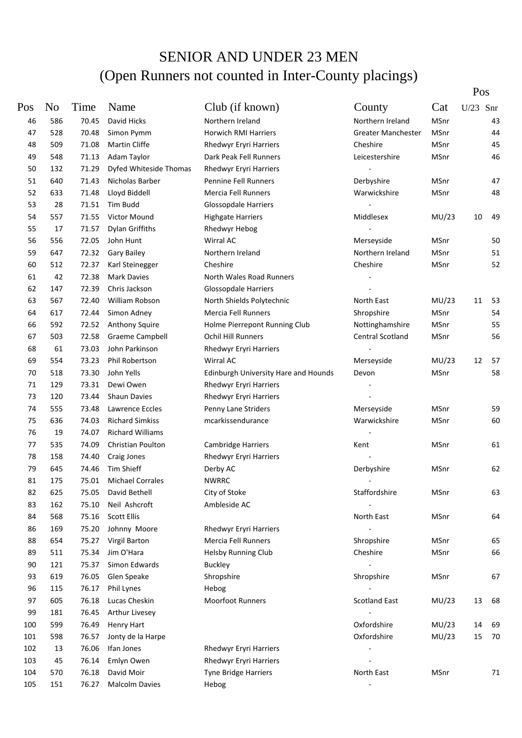# SENIOR AND UNDER 23 MEN
## (Open Runners not counted in Inter-County placings)

| Pos | No | Time | Name | Club (if known) | County | Cat | Pos U/23 | Pos Snr |
|---|---|---|---|---|---|---|---|---|
| 46 | 586 | 70.45 | David Hicks | Northern Ireland | Northern Ireland | MSnr | | 43 |
| 47 | 528 | 70.48 | Simon Pymm | Horwich RMI Harriers | Greater Manchester | MSnr | | 44 |
| 48 | 509 | 71.08 | Martin Cliffe | Rhedwyr Eryri Harriers | Cheshire | MSnr | | 45 |
| 49 | 548 | 71.13 | Adam Taylor | Dark Peak Fell Runners | Leicestershire | MSnr | | 46 |
| 50 | 132 | 71.29 | Dyfed Whiteside Thomas | Rhedwyr Eryri Harriers | - | | | |
| 51 | 640 | 71.43 | Nicholas Barber | Pennine Fell Runners | Derbyshire | MSnr | | 47 |
| 52 | 633 | 71.48 | Lloyd Biddell | Mercia Fell Runners | Warwickshire | MSnr | | 48 |
| 53 | 28 | 71.51 | Tim Budd | Glossopdale Harriers | - | | | |
| 54 | 557 | 71.55 | Victor Mound | Highgate Harriers | Middlesex | MU/23 | 10 | 49 |
| 55 | 17 | 71.57 | Dylan Griffiths | Rhedwyr Hebog | - | | | |
| 56 | 556 | 72.05 | John Hunt | Wirral AC | Merseyside | MSnr | | 50 |
| 59 | 647 | 72.32 | Gary Bailey | Northern Ireland | Northern Ireland | MSnr | | 51 |
| 60 | 512 | 72.37 | Karl Steinegger | Cheshire | Cheshire | MSnr | | 52 |
| 61 | 42 | 72.38 | Mark Davies | North Wales Road Runners | - | | | |
| 62 | 147 | 72.39 | Chris Jackson | Glossopdale Harriers | - | | | |
| 63 | 567 | 72.40 | William Robson | North Shields Polytechnic | North East | MU/23 | 11 | 53 |
| 64 | 617 | 72.44 | Simon Adney | Mercia Fell Runners | Shropshire | MSnr | | 54 |
| 66 | 592 | 72.52 | Anthony Squire | Holme Pierrepont Running Club | Nottinghamshire | MSnr | | 55 |
| 67 | 503 | 72.58 | Graeme Campbell | Ochil Hill Runners | Central Scotland | MSnr | | 56 |
| 68 | 61 | 73.03 | John Parkinson | Rhedwyr Eryri Harriers | - | | | |
| 69 | 554 | 73.23 | Phil Robertson | Wirral AC | Merseyside | MU/23 | 12 | 57 |
| 70 | 518 | 73.30 | John Yells | Edinburgh University Hare and Hounds | Devon | MSnr | | 58 |
| 71 | 129 | 73.31 | Dewi Owen | Rhedwyr Eryri Harriers | - | | | |
| 73 | 120 | 73.44 | Shaun Davies | Rhedwyr Eryri Harriers | - | | | |
| 74 | 555 | 73.48 | Lawrence Eccles | Penny Lane Striders | Merseyside | MSnr | | 59 |
| 75 | 636 | 74.03 | Richard Simkiss | mcarkissendurance | Warwickshire | MSnr | | 60 |
| 76 | 19 | 74.07 | Richard Williams | | - | | | |
| 77 | 535 | 74.09 | Christian Poulton | Cambridge Harriers | Kent | MSnr | | 61 |
| 78 | 158 | 74.40 | Craig Jones | Rhedwyr Eryri Harriers | - | | | |
| 79 | 645 | 74.46 | Tim Shieff | Derby AC | Derbyshire | MSnr | | 62 |
| 81 | 175 | 75.01 | Michael Corrales | NWRRC | - | | | |
| 82 | 625 | 75.05 | David Bethell | City of Stoke | Staffordshire | MSnr | | 63 |
| 83 | 162 | 75.10 | Neil Ashcroft | Ambleside AC | - | | | |
| 84 | 568 | 75.16 | Scott Ellis | | North East | MSnr | | 64 |
| 86 | 169 | 75.20 | Johnny Moore | Rhedwyr Eryri Harriers | - | | | |
| 88 | 654 | 75.27 | Virgil Barton | Mercia Fell Runners | Shropshire | MSnr | | 65 |
| 89 | 511 | 75.34 | Jim O'Hara | Helsby Running Club | Cheshire | MSnr | | 66 |
| 90 | 121 | 75.37 | Simon Edwards | Buckley | - | | | |
| 93 | 619 | 76.05 | Glen Speake | Shropshire | Shropshire | MSnr | | 67 |
| 96 | 115 | 76.17 | Phil Lynes | Hebog | - | | | |
| 97 | 605 | 76.18 | Lucas Cheskin | Moorfoot Runners | Scotland East | MU/23 | 13 | 68 |
| 99 | 181 | 76.45 | Arthur Livesey | | - | | | |
| 100 | 599 | 76.49 | Henry Hart | | Oxfordshire | MU/23 | 14 | 69 |
| 101 | 598 | 76.57 | Jonty de la Harpe | | Oxfordshire | MU/23 | 15 | 70 |
| 102 | 13 | 76.06 | Ifan Jones | Rhedwyr Eryri Harriers | - | | | |
| 103 | 45 | 76.14 | Emlyn Owen | Rhedwyr Eryri Harriers | - | | | |
| 104 | 570 | 76.18 | David Moir | Tyne Bridge Harriers | North East | MSnr | | 71 |
| 105 | 151 | 76.27 | Malcolm Davies | Hebog | - | | | |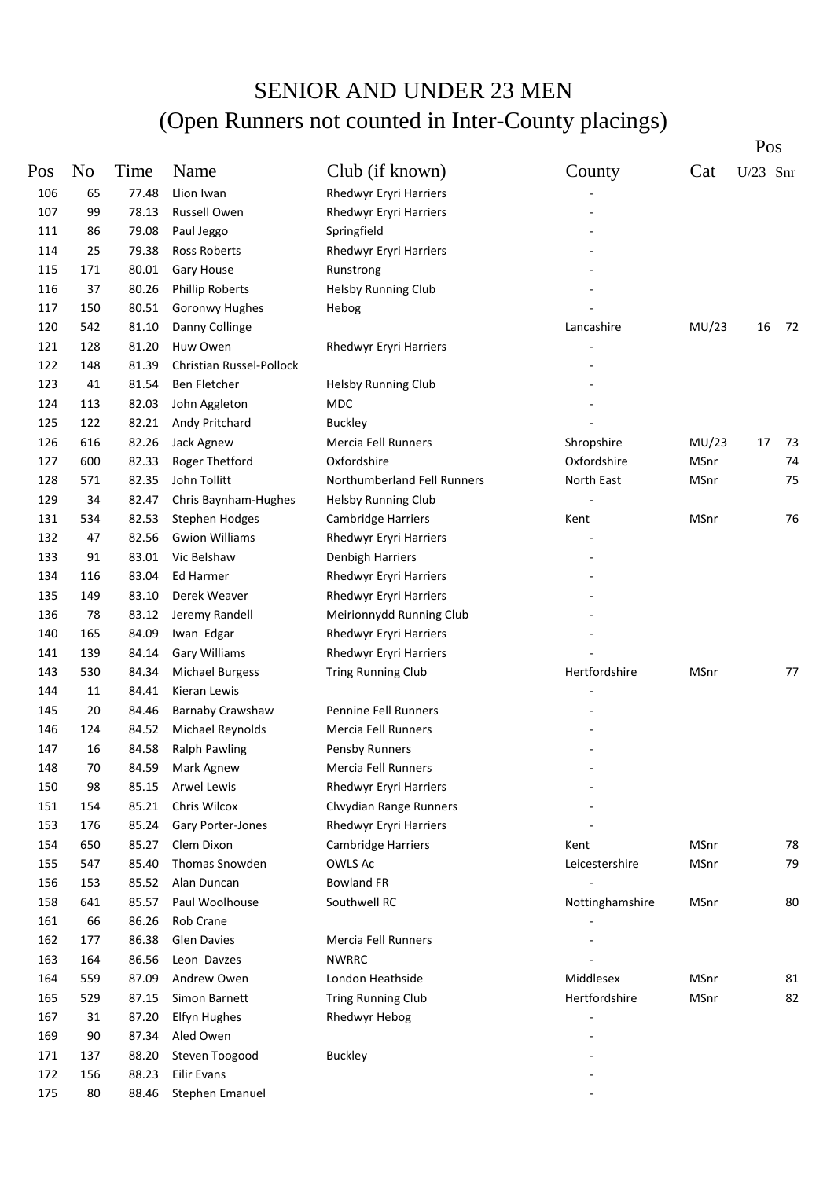# SENIOR AND UNDER 23 MEN
## (Open Runners not counted in Inter-County placings)

| Pos | No | Time | Name | Club (if known) | County | Cat | Pos U/23 | Pos Snr |
|---|---|---|---|---|---|---|---|---|
| 106 | 65 | 77.48 | Llion Iwan | Rhedwyr Eryri Harriers | - | | | |
| 107 | 99 | 78.13 | Russell Owen | Rhedwyr Eryri Harriers | - | | | |
| 111 | 86 | 79.08 | Paul Jeggo | Springfield | - | | | |
| 114 | 25 | 79.38 | Ross Roberts | Rhedwyr Eryri Harriers | - | | | |
| 115 | 171 | 80.01 | Gary House | Runstrong | - | | | |
| 116 | 37 | 80.26 | Phillip Roberts | Helsby Running Club | - | | | |
| 117 | 150 | 80.51 | Goronwy Hughes | Hebog | - | | | |
| 120 | 542 | 81.10 | Danny Collinge | | Lancashire | MU/23 | 16 | 72 |
| 121 | 128 | 81.20 | Huw Owen | Rhedwyr Eryri Harriers | - | | | |
| 122 | 148 | 81.39 | Christian Russel-Pollock | | - | | | |
| 123 | 41 | 81.54 | Ben Fletcher | Helsby Running Club | - | | | |
| 124 | 113 | 82.03 | John Aggleton | MDC | - | | | |
| 125 | 122 | 82.21 | Andy Pritchard | Buckley | - | | | |
| 126 | 616 | 82.26 | Jack Agnew | Mercia Fell Runners | Shropshire | MU/23 | 17 | 73 |
| 127 | 600 | 82.33 | Roger Thetford | Oxfordshire | Oxfordshire | MSnr | | 74 |
| 128 | 571 | 82.35 | John Tollitt | Northumberland Fell Runners | North East | MSnr | | 75 |
| 129 | 34 | 82.47 | Chris Baynham-Hughes | Helsby Running Club | - | | | |
| 131 | 534 | 82.53 | Stephen Hodges | Cambridge Harriers | Kent | MSnr | | 76 |
| 132 | 47 | 82.56 | Gwion Williams | Rhedwyr Eryri Harriers | - | | | |
| 133 | 91 | 83.01 | Vic Belshaw | Denbigh Harriers | - | | | |
| 134 | 116 | 83.04 | Ed Harmer | Rhedwyr Eryri Harriers | - | | | |
| 135 | 149 | 83.10 | Derek Weaver | Rhedwyr Eryri Harriers | - | | | |
| 136 | 78 | 83.12 | Jeremy Randell | Meirionnydd Running Club | - | | | |
| 140 | 165 | 84.09 | Iwan Edgar | Rhedwyr Eryri Harriers | - | | | |
| 141 | 139 | 84.14 | Gary Williams | Rhedwyr Eryri Harriers | - | | | |
| 143 | 530 | 84.34 | Michael Burgess | Tring Running Club | Hertfordshire | MSnr | | 77 |
| 144 | 11 | 84.41 | Kieran Lewis | | - | | | |
| 145 | 20 | 84.46 | Barnaby Crawshaw | Pennine Fell Runners | - | | | |
| 146 | 124 | 84.52 | Michael Reynolds | Mercia Fell Runners | - | | | |
| 147 | 16 | 84.58 | Ralph Pawling | Pensby Runners | - | | | |
| 148 | 70 | 84.59 | Mark Agnew | Mercia Fell Runners | - | | | |
| 150 | 98 | 85.15 | Arwel Lewis | Rhedwyr Eryri Harriers | - | | | |
| 151 | 154 | 85.21 | Chris Wilcox | Clwydian Range Runners | - | | | |
| 153 | 176 | 85.24 | Gary Porter-Jones | Rhedwyr Eryri Harriers | - | | | |
| 154 | 650 | 85.27 | Clem Dixon | Cambridge Harriers | Kent | MSnr | | 78 |
| 155 | 547 | 85.40 | Thomas Snowden | OWLS Ac | Leicestershire | MSnr | | 79 |
| 156 | 153 | 85.52 | Alan Duncan | Bowland FR | - | | | |
| 158 | 641 | 85.57 | Paul Woolhouse | Southwell RC | Nottinghamshire | MSnr | | 80 |
| 161 | 66 | 86.26 | Rob Crane | | - | | | |
| 162 | 177 | 86.38 | Glen Davies | Mercia Fell Runners | - | | | |
| 163 | 164 | 86.56 | Leon Davzes | NWRRC | - | | | |
| 164 | 559 | 87.09 | Andrew Owen | London Heathside | Middlesex | MSnr | | 81 |
| 165 | 529 | 87.15 | Simon Barnett | Tring Running Club | Hertfordshire | MSnr | | 82 |
| 167 | 31 | 87.20 | Elfyn Hughes | Rhedwyr Hebog | - | | | |
| 169 | 90 | 87.34 | Aled Owen | | - | | | |
| 171 | 137 | 88.20 | Steven Toogood | Buckley | - | | | |
| 172 | 156 | 88.23 | Eilir Evans | | - | | | |
| 175 | 80 | 88.46 | Stephen Emanuel | | - | | | |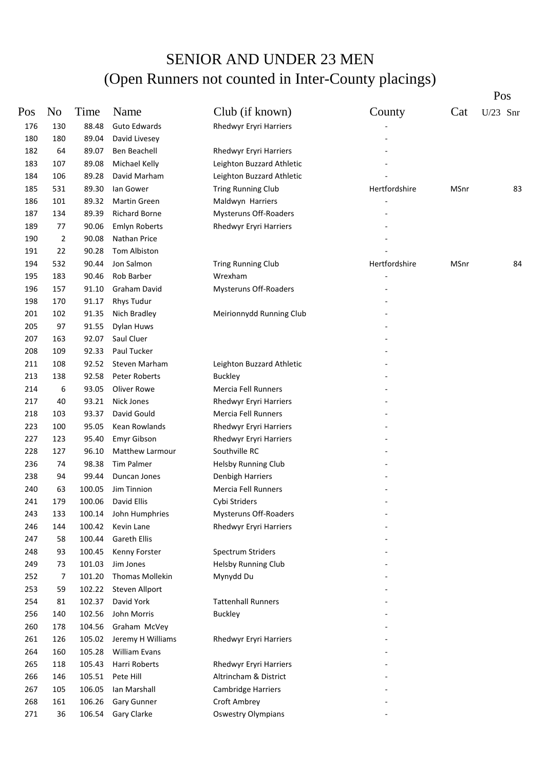# SENIOR AND UNDER 23 MEN
## (Open Runners not counted in Inter-County placings)

| Pos | No | Time | Name | Club (if known) | County | Cat | Pos U/23 | Pos Snr |
|---|---|---|---|---|---|---|---|---|
| 176 | 130 | 88.48 | Guto Edwards | Rhedwyr Eryri Harriers | - | | | |
| 180 | 180 | 89.04 | David Livesey | | - | | | |
| 182 | 64 | 89.07 | Ben Beachell | Rhedwyr Eryri Harriers | - | | | |
| 183 | 107 | 89.08 | Michael Kelly | Leighton Buzzard Athletic | - | | | |
| 184 | 106 | 89.28 | David Marham | Leighton Buzzard Athletic | - | | | |
| 185 | 531 | 89.30 | Ian Gower | Tring Running Club | Hertfordshire | MSnr | | 83 |
| 186 | 101 | 89.32 | Martin Green | Maldwyn Harriers | - | | | |
| 187 | 134 | 89.39 | Richard Borne | Mysteruns Off-Roaders | - | | | |
| 189 | 77 | 90.06 | Emlyn Roberts | Rhedwyr Eryri Harriers | - | | | |
| 190 | 2 | 90.08 | Nathan Price | | - | | | |
| 191 | 22 | 90.28 | Tom Albiston | | - | | | |
| 194 | 532 | 90.44 | Jon Salmon | Tring Running Club | Hertfordshire | MSnr | | 84 |
| 195 | 183 | 90.46 | Rob Barber | Wrexham | - | | | |
| 196 | 157 | 91.10 | Graham David | Mysteruns Off-Roaders | - | | | |
| 198 | 170 | 91.17 | Rhys Tudur | | - | | | |
| 201 | 102 | 91.35 | Nich Bradley | Meirionnydd Running Club | - | | | |
| 205 | 97 | 91.55 | Dylan Huws | | - | | | |
| 207 | 163 | 92.07 | Saul Cluer | | - | | | |
| 208 | 109 | 92.33 | Paul Tucker | | - | | | |
| 211 | 108 | 92.52 | Steven Marham | Leighton Buzzard Athletic | - | | | |
| 213 | 138 | 92.58 | Peter Roberts | Buckley | - | | | |
| 214 | 6 | 93.05 | Oliver Rowe | Mercia Fell Runners | - | | | |
| 217 | 40 | 93.21 | Nick Jones | Rhedwyr Eryri Harriers | - | | | |
| 218 | 103 | 93.37 | David Gould | Mercia Fell Runners | - | | | |
| 223 | 100 | 95.05 | Kean Rowlands | Rhedwyr Eryri Harriers | - | | | |
| 227 | 123 | 95.40 | Emyr Gibson | Rhedwyr Eryri Harriers | - | | | |
| 228 | 127 | 96.10 | Matthew Larmour | Southville RC | - | | | |
| 236 | 74 | 98.38 | Tim Palmer | Helsby Running Club | - | | | |
| 238 | 94 | 99.44 | Duncan Jones | Denbigh Harriers | - | | | |
| 240 | 63 | 100.05 | Jim Tinnion | Mercia Fell Runners | - | | | |
| 241 | 179 | 100.06 | David Ellis | Cybi Striders | - | | | |
| 243 | 133 | 100.14 | John Humphries | Mysteruns Off-Roaders | - | | | |
| 246 | 144 | 100.42 | Kevin Lane | Rhedwyr Eryri Harriers | - | | | |
| 247 | 58 | 100.44 | Gareth Ellis | | - | | | |
| 248 | 93 | 100.45 | Kenny Forster | Spectrum Striders | - | | | |
| 249 | 73 | 101.03 | Jim Jones | Helsby Running Club | - | | | |
| 252 | 7 | 101.20 | Thomas Mollekin | Mynydd Du | - | | | |
| 253 | 59 | 102.22 | Steven Allport | | - | | | |
| 254 | 81 | 102.37 | David York | Tattenhall Runners | - | | | |
| 256 | 140 | 102.56 | John Morris | Buckley | - | | | |
| 260 | 178 | 104.56 | Graham McVey | | - | | | |
| 261 | 126 | 105.02 | Jeremy H Williams | Rhedwyr Eryri Harriers | - | | | |
| 264 | 160 | 105.28 | William Evans | | - | | | |
| 265 | 118 | 105.43 | Harri Roberts | Rhedwyr Eryri Harriers | - | | | |
| 266 | 146 | 105.51 | Pete Hill | Altrincham & District | - | | | |
| 267 | 105 | 106.05 | Ian Marshall | Cambridge Harriers | - | | | |
| 268 | 161 | 106.26 | Gary Gunner | Croft Ambrey | - | | | |
| 271 | 36 | 106.54 | Gary Clarke | Oswestry Olympians | - | | | |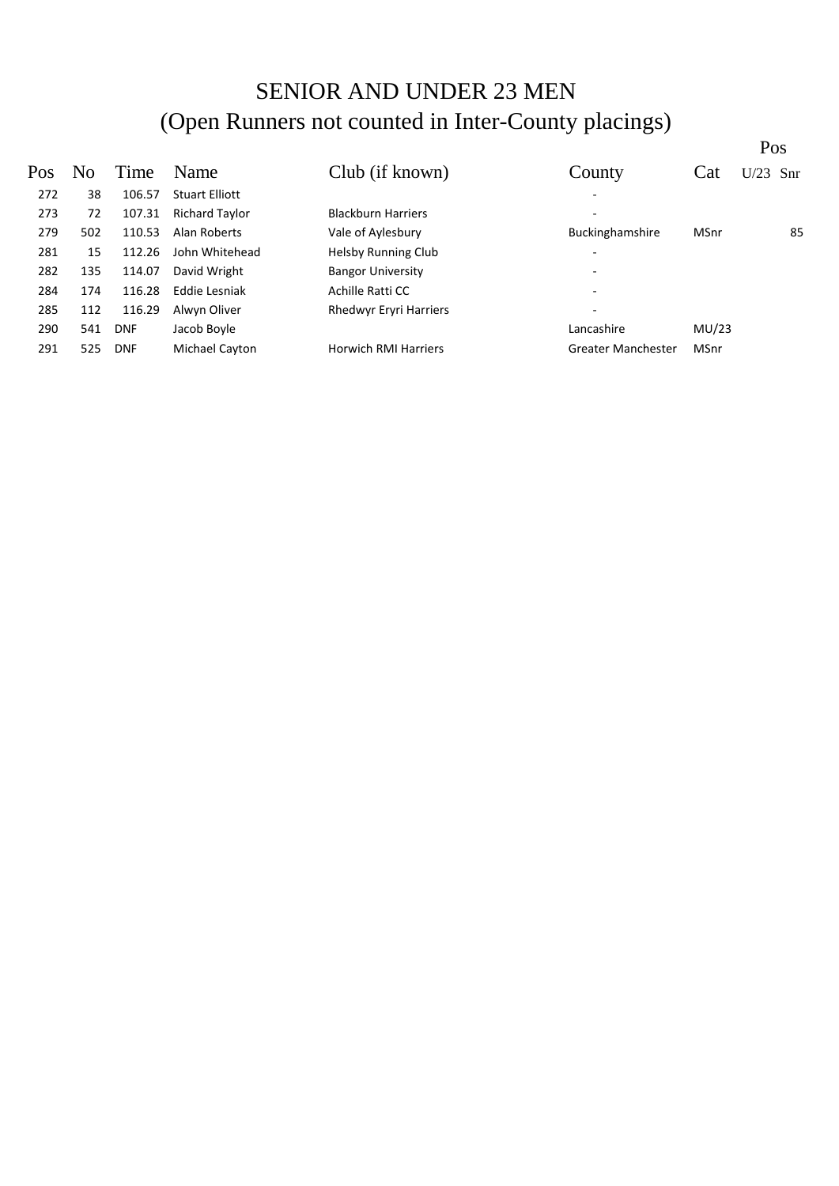# SENIOR AND UNDER 23 MEN
## (Open Runners not counted in Inter-County placings)

| Pos | No | Time | Name | Club (if known) | County | Cat | Pos U/23 | Pos Snr |
|---|---|---|---|---|---|---|---|---|
| 272 | 38 | 106.57 | Stuart Elliott | | - | | | |
| 273 | 72 | 107.31 | Richard Taylor | Blackburn Harriers | - | | | |
| 279 | 502 | 110.53 | Alan Roberts | Vale of Aylesbury | Buckinghamshire | MSnr | | 85 |
| 281 | 15 | 112.26 | John Whitehead | Helsby Running Club | - | | | |
| 282 | 135 | 114.07 | David Wright | Bangor University | - | | | |
| 284 | 174 | 116.28 | Eddie Lesniak | Achille Ratti CC | - | | | |
| 285 | 112 | 116.29 | Alwyn Oliver | Rhedwyr Eryri Harriers | - | | | |
| 290 | 541 | DNF | Jacob Boyle | | Lancashire | MU/23 | | |
| 291 | 525 | DNF | Michael Cayton | Horwich RMI Harriers | Greater Manchester | MSnr | | |